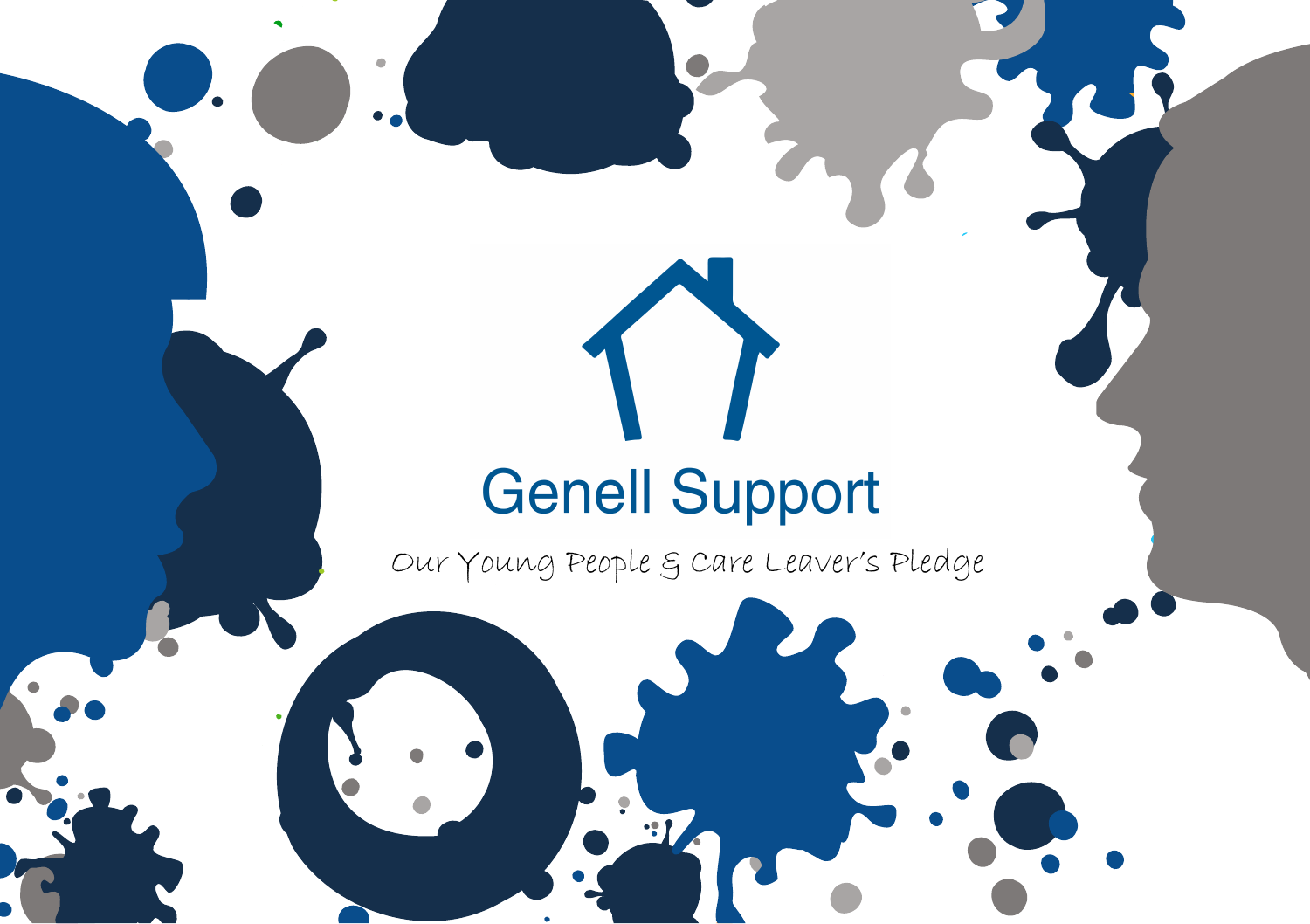# Genell Support

Our Young People & Care Leaver's Pledge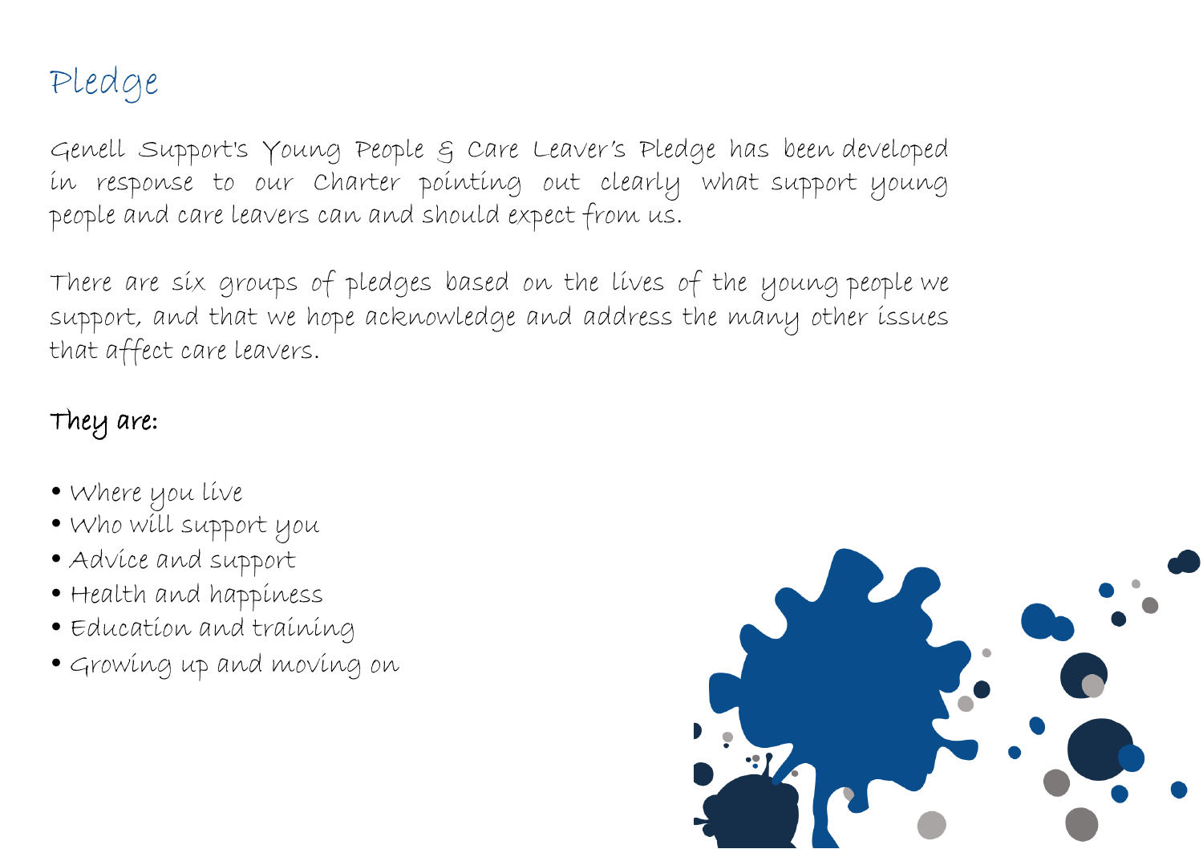# Pledge

Genell Support's Young People & Care Leaver's Pledge has been developed in response to our Charter pointing out clearly what support young people and care leavers can and should expect from us.

There are six groups of pledges based on the lives of the young people we support, and that we hope acknowledge and address the many other issues that affect care leavers.

**They are:**

- Where you live
- Who will support you
- Advice and support
- Health and happiness
- Education and training
- Growing up and moving on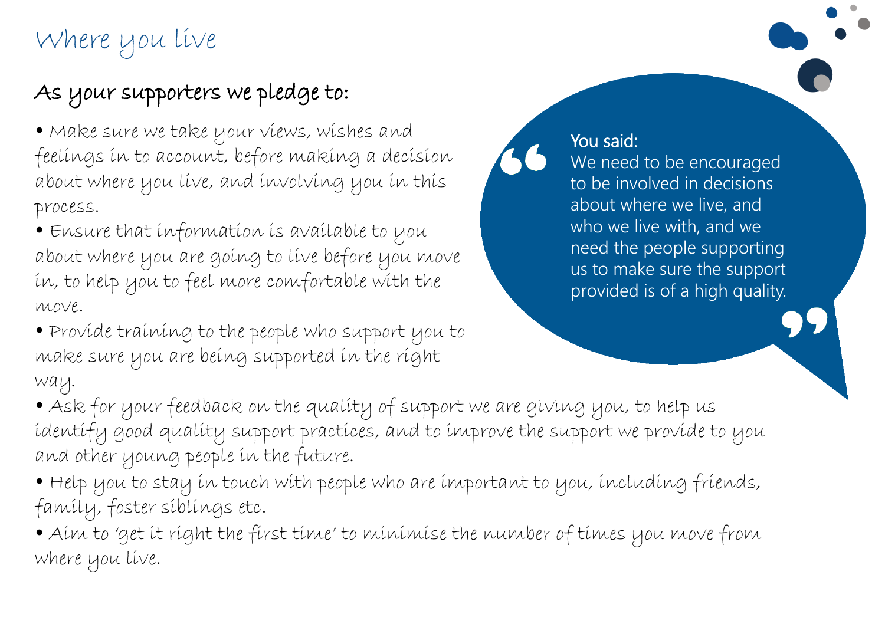# Where you live

## As your supporters we pledge to:

- Make sure we take your views, wishes and feelings in to account, before making a decision about where you live, and involving you in this process.
- Ensure that information is available to you about where you are going to live before you move in, to help you to feel more comfortable with the move.
- Provide training to the people who support you to make sure you are being supported in the right way.
- Ask for your feedback on the quality of support we are giving you, to help us identify good quality support practices, and to improve the support we provide to you and other young people in the future.
- Help you to stay in touch with people who are important to you, including friends, family, foster siblings etc.
- Aim to 'get it right the first time' to minimise the number of times you move from where you live.

> **You said:**
> We need to be encouraged to be involved in decisions about where we live, and who we live with, and we need the people supporting us to make sure the support provided is of a high quality.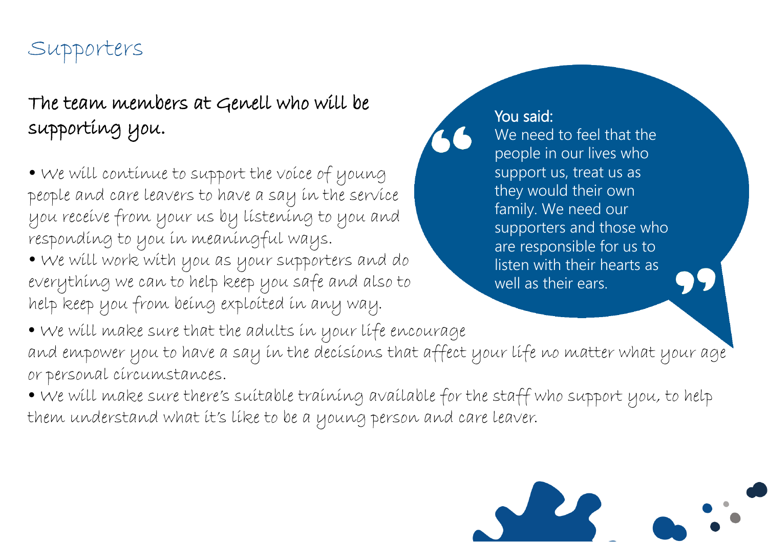# Supporters

## The team members at Genell who will be supporting you.

- We will continue to support the voice of young people and care leavers to have a say in the service you receive from your us by listening to you and responding to you in meaningful ways.
- We will work with you as your supporters and do everything we can to help keep you safe and also to help keep you from being exploited in any way.
- We will make sure that the adults in your life encourage and empower you to have a say in the decisions that affect your life no matter what your age or personal circumstances.
- We will make sure there's suitable training available for the staff who support you, to help them understand what it's like to be a young person and care leaver.

> **You said:**
> "We need to feel that the people in our lives who support us, treat us as they would their own family. We need our supporters and those who are responsible for us to listen with their hearts as well as their ears."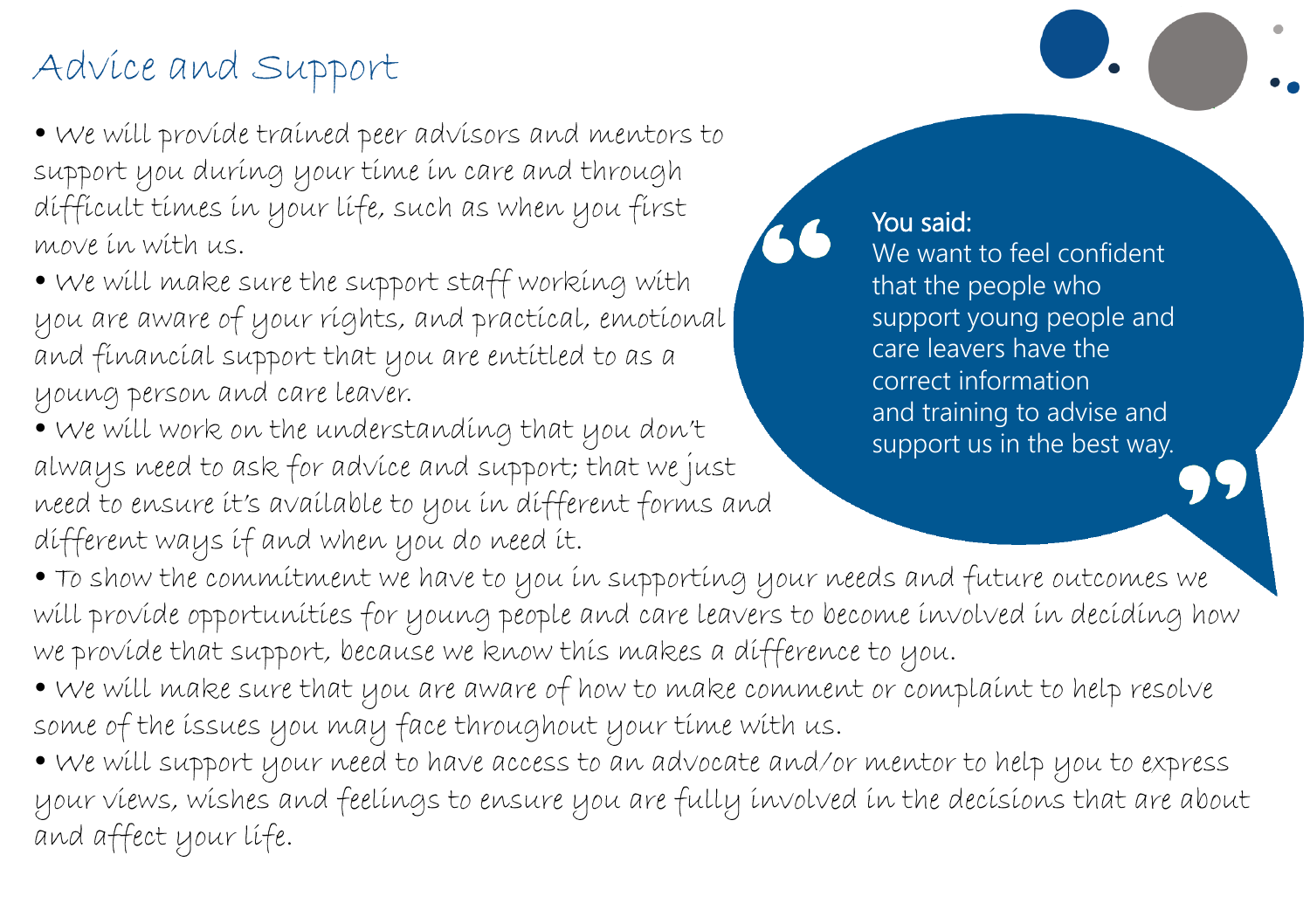# Advice and Support

- We will provide trained peer advisors and mentors to support you during your time in care and through difficult times in your life, such as when you first move in with us.
- We will make sure the support staff working with you are aware of your rights, and practical, emotional and financial support that you are entitled to as a young person and care leaver.
- We will work on the understanding that you don't always need to ask for advice and support; that we just need to ensure it's available to you in different forms and different ways if and when you do need it.
- To show the commitment we have to you in supporting your needs and future outcomes we will provide opportunities for young people and care leavers to become involved in deciding how we provide that support, because we know this makes a difference to you.
- We will make sure that you are aware of how to make comment or complaint to help resolve some of the issues you may face throughout your time with us.
- We will support your need to have access to an advocate and/or mentor to help you to express your views, wishes and feelings to ensure you are fully involved in the decisions that are about and affect your life.

> **You said:**
> We want to feel confident that the people who support young people and care leavers have the correct information and training to advise and support us in the best way.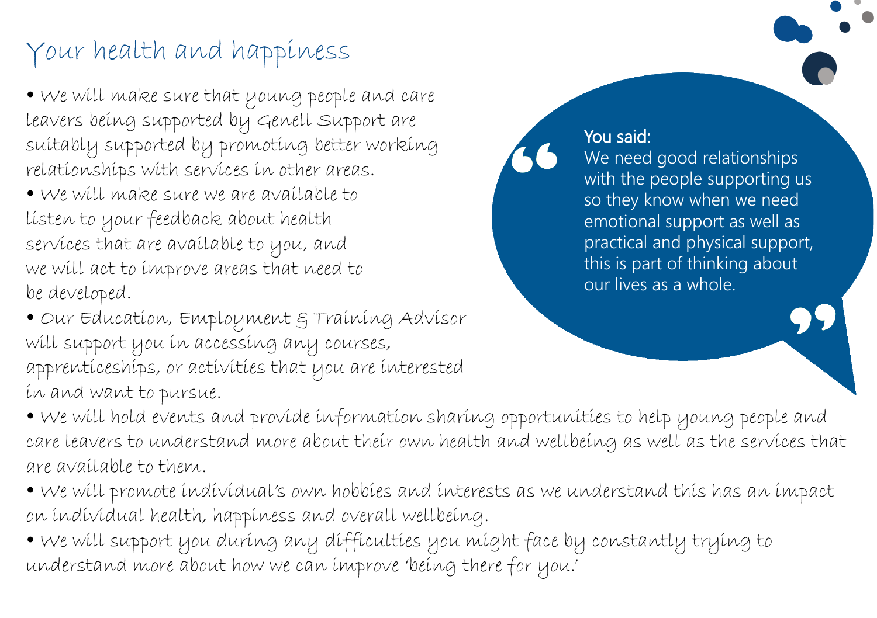# Your health and happiness

- We will make sure that young people and care leavers being supported by Genell Support are suitably supported by promoting better working relationships with services in other areas.
- We will make sure we are available to listen to your feedback about health services that are available to you, and we will act to improve areas that need to be developed.
- Our Education, Employment & Training Advisor will support you in accessing any courses, apprenticeships, or activities that you are interested in and want to pursue.
- We will hold events and provide information sharing opportunities to help young people and care leavers to understand more about their own health and wellbeing as well as the services that are available to them.
- We will promote individual's own hobbies and interests as we understand this has an impact on individual health, happiness and overall wellbeing.
- We will support you during any difficulties you might face by constantly trying to understand more about how we can improve 'being there for you.'

> **You said:**
> We need good relationships with the people supporting us so they know when we need emotional support as well as practical and physical support, this is part of thinking about our lives as a whole.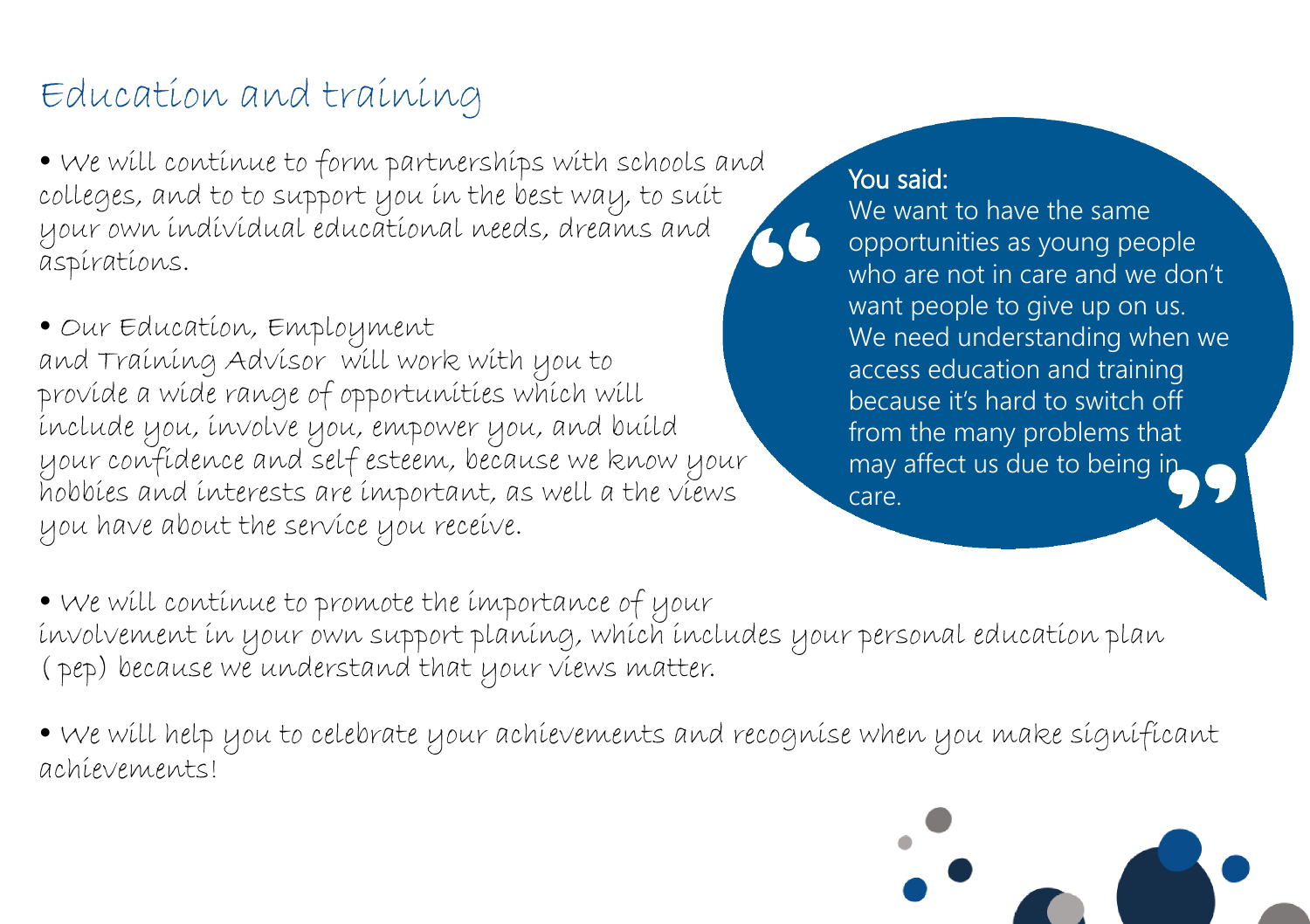# Education and training

- We will continue to form partnerships with schools and colleges, and to to support you in the best way, to suit your own individual educational needs, dreams and aspirations.

- Our Education, Employment and Training Advisor will work with you to provide a wide range of opportunities which will include you, involve you, empower you, and build your confidence and self esteem, because we know your hobbies and interests are important, as well a the views you have about the service you receive.

**You said:**

"We want to have the same opportunities as young people who are not in care and we don't want people to give up on us. We need understanding when we access education and training because it's hard to switch off from the many problems that may affect us due to being in care."

- We will continue to promote the importance of your involvement in your own support planing, which includes your personal education plan (pep) because we understand that your views matter.

- We will help you to celebrate your achievements and recognise when you make significant achievements!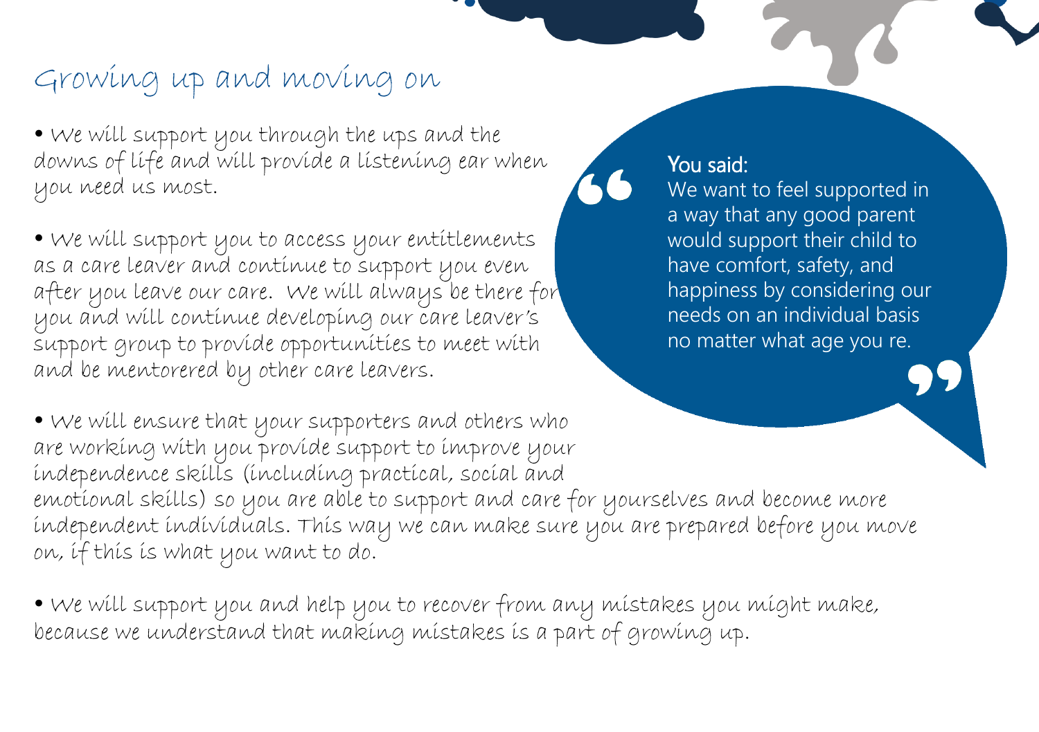# Growing up and moving on

- We will support you through the ups and the downs of life and will provide a listening ear when you need us most.

- We will support you to access your entitlements as a care leaver and continue to support you even after you leave our care. We will always be there for you and will continue developing our care leaver's support group to provide opportunities to meet with and be mentorered by other care leavers.

- We will ensure that your supporters and others who are working with you provide support to improve your independence skills (including practical, social and emotional skills) so you are able to support and care for yourselves and become more independent individuals. This way we can make sure you are prepared before you move on, if this is what you want to do.

- We will support you and help you to recover from any mistakes you might make, because we understand that making mistakes is a part of growing up.

**You said:**
We want to feel supported in a way that any good parent would support their child to have comfort, safety, and happiness by considering our needs on an individual basis no matter what age you re.